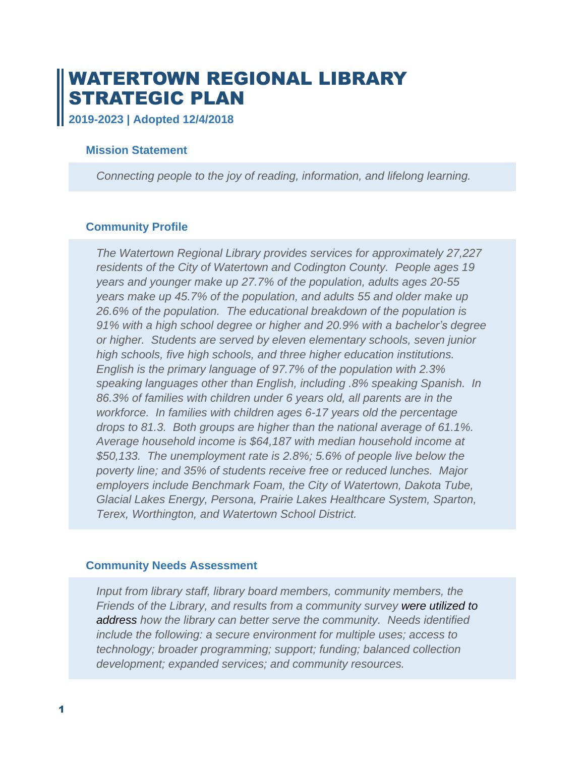# WATERTOWN REGIONAL LIBRARY STRATEGIC PLAN

**2019-2023 | Adopted 12/4/2018**

## Mission Statement

*Connecting people to the joy of reading, information, and lifelong learning.*

## Community Profile

*The Watertown Regional Library provides services for approximately 27,227 residents of the City of Watertown and Codington County. People ages 19 years and younger make up 27.7% of the population, adults ages 20-55 years make up 45.7% of the population, and adults 55 and older make up 26.6% of the population. The educational breakdown of the population is 91% with a high school degree or higher and 20.9% with a bachelor's degree or higher. Students are served by eleven elementary schools, seven junior high schools, five high schools, and three higher education institutions. English is the primary language of 97.7% of the population with 2.3% speaking languages other than English, including .8% speaking Spanish. In 86.3% of families with children under 6 years old, all parents are in the workforce. In families with children ages 6-17 years old the percentage drops to 81.3. Both groups are higher than the national average of 61.1%. Average household income is $64,187 with median household income at $50,133. The unemployment rate is 2.8%; 5.6% of people live below the poverty line; and 35% of students receive free or reduced lunches. Major employers include Benchmark Foam, the City of Watertown, Dakota Tube, Glacial Lakes Energy, Persona, Prairie Lakes Healthcare System, Sparton, Terex, Worthington, and Watertown School District.*

## Community Needs Assessment

*Input from library staff, library board members, community members, the Friends of the Library, and results from a community survey* were utilized to address *how the library can better serve the community. Needs identified include the following: a secure environment for multiple uses; access to technology; broader programming; support; funding; balanced collection development; expanded services; and community resources.*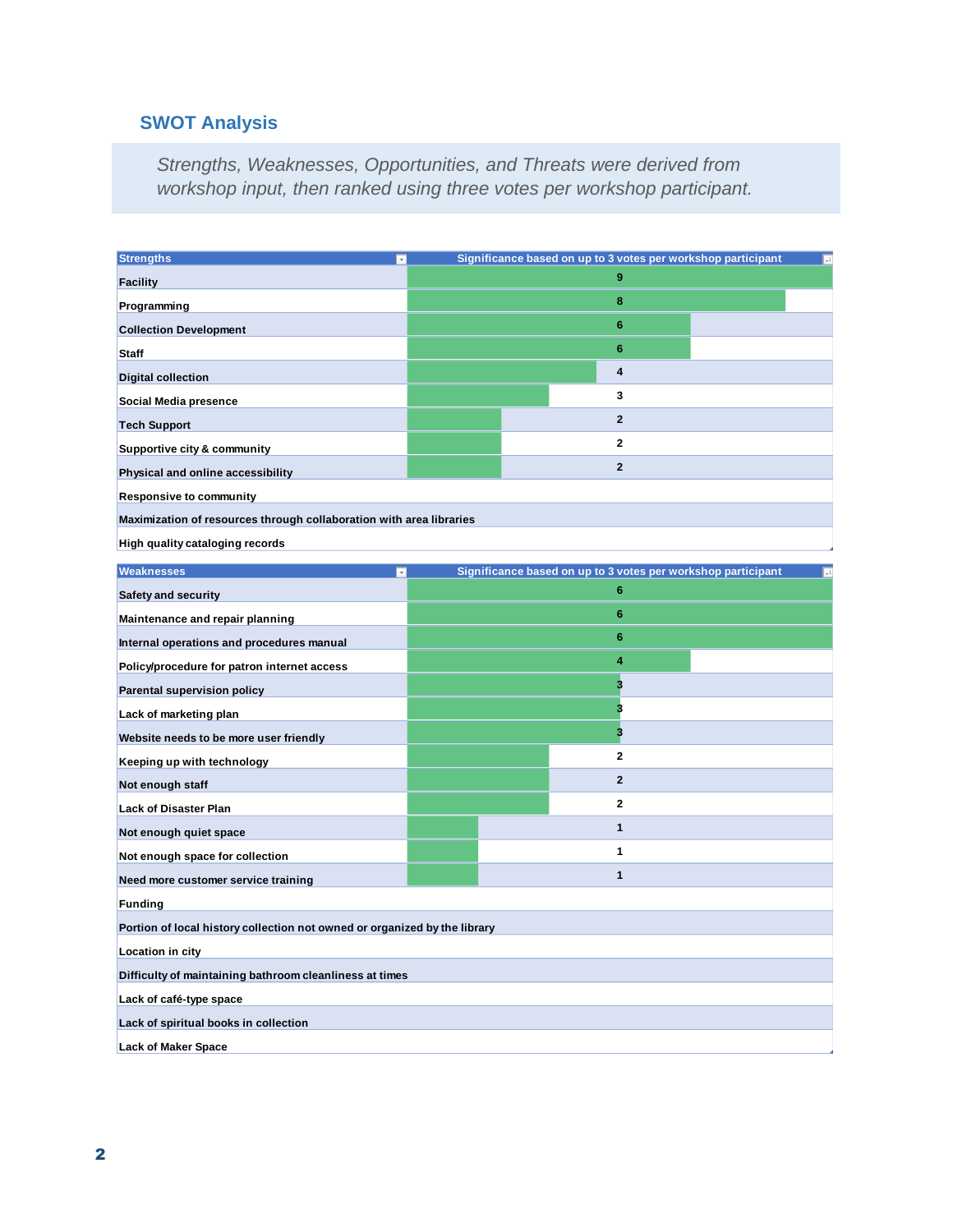## SWOT Analysis

*Strengths, Weaknesses, Opportunities, and Threats were derived from workshop input, then ranked using three votes per workshop participant.*

| Strengths | Significance based on up to 3 votes per workshop participant |
|---|---|
| Facility | 9 |
| Programming | 8 |
| Collection Development | 6 |
| Staff | 6 |
| Digital collection | 4 |
| Social Media presence | 3 |
| Tech Support | 2 |
| Supportive city & community | 2 |
| Physical and online accessibility | 2 |
| Responsive to community | |
| Maximization of resources through collaboration with area libraries | |
| High quality cataloging records | |

| Weaknesses | Significance based on up to 3 votes per workshop participant |
|---|---|
| Safety and security | 6 |
| Maintenance and repair planning | 6 |
| Internal operations and procedures manual | 6 |
| Policy/procedure for patron internet access | 4 |
| Parental supervision policy | 3 |
| Lack of marketing plan | 3 |
| Website needs to be more user friendly | 3 |
| Keeping up with technology | 2 |
| Not enough staff | 2 |
| Lack of Disaster Plan | 2 |
| Not enough quiet space | 1 |
| Not enough space for collection | 1 |
| Need more customer service training | 1 |
| Funding | |
| Portion of local history collection not owned or organized by the library | |
| Location in city | |
| Difficulty of maintaining bathroom cleanliness at times | |
| Lack of café-type space | |
| Lack of spiritual books in collection | |
| Lack of Maker Space | |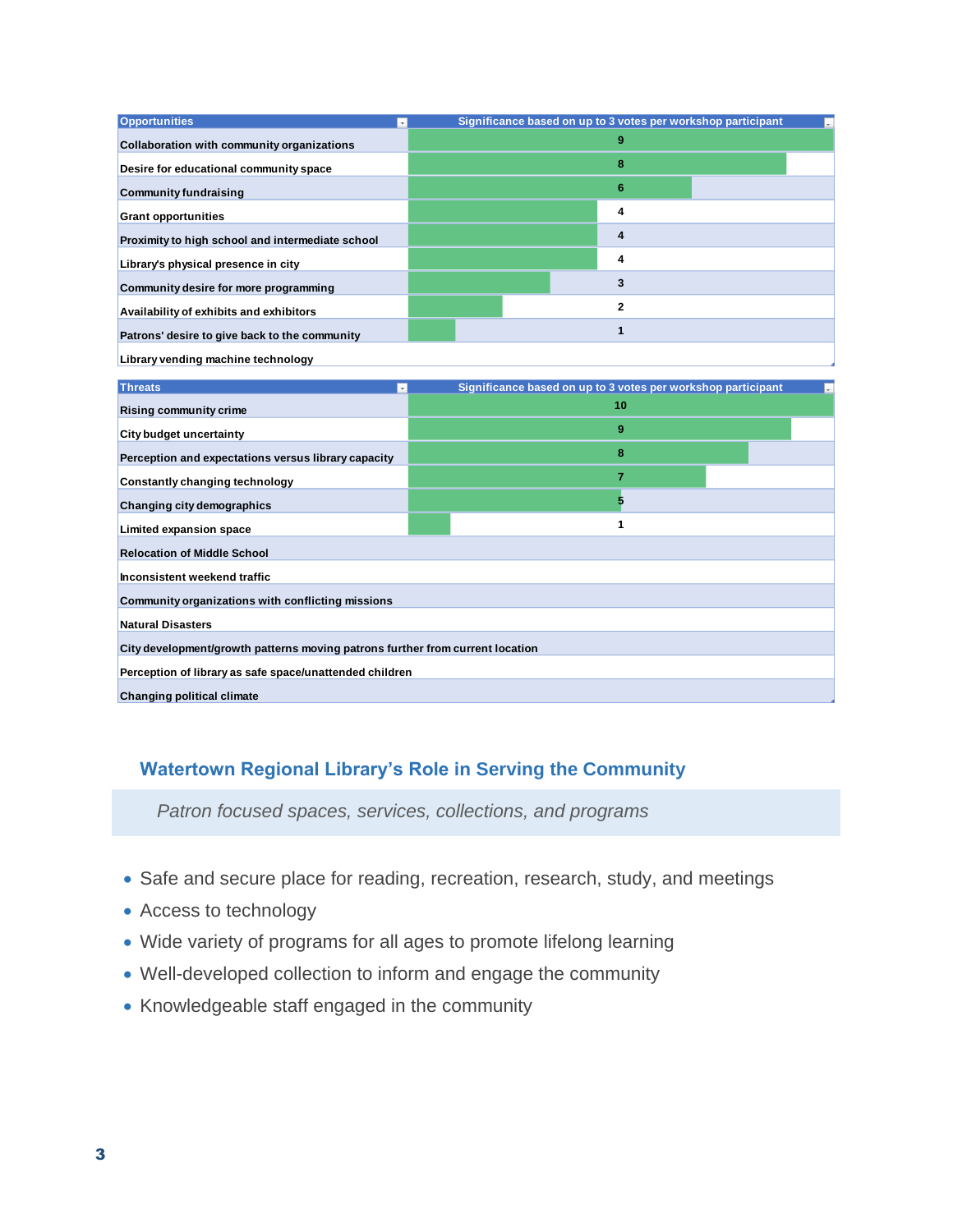| Opportunities | Significance based on up to 3 votes per workshop participant |
|---|---|
| Collaboration with community organizations | 9 |
| Desire for educational community space | 8 |
| Community fundraising | 6 |
| Grant opportunities | 4 |
| Proximity to high school and intermediate school | 4 |
| Library's physical presence in city | 4 |
| Community desire for more programming | 3 |
| Availability of exhibits and exhibitors | 2 |
| Patrons' desire to give back to the community | 1 |
| Library vending machine technology | |

| Threats | Significance based on up to 3 votes per workshop participant |
|---|---|
| Rising community crime | 10 |
| City budget uncertainty | 9 |
| Perception and expectations versus library capacity | 8 |
| Constantly changing technology | 7 |
| Changing city demographics | 5 |
| Limited expansion space | 1 |
| Relocation of Middle School | |
| Inconsistent weekend traffic | |
| Community organizations with conflicting missions | |
| Natural Disasters | |
| City development/growth patterns moving patrons further from current location | |
| Perception of library as safe space/unattended children | |
| Changing political climate | |

## Watertown Regional Library's Role in Serving the Community

*Patron focused spaces, services, collections, and programs*

- Safe and secure place for reading, recreation, research, study, and meetings
- Access to technology
- Wide variety of programs for all ages to promote lifelong learning
- Well-developed collection to inform and engage the community
- Knowledgeable staff engaged in the community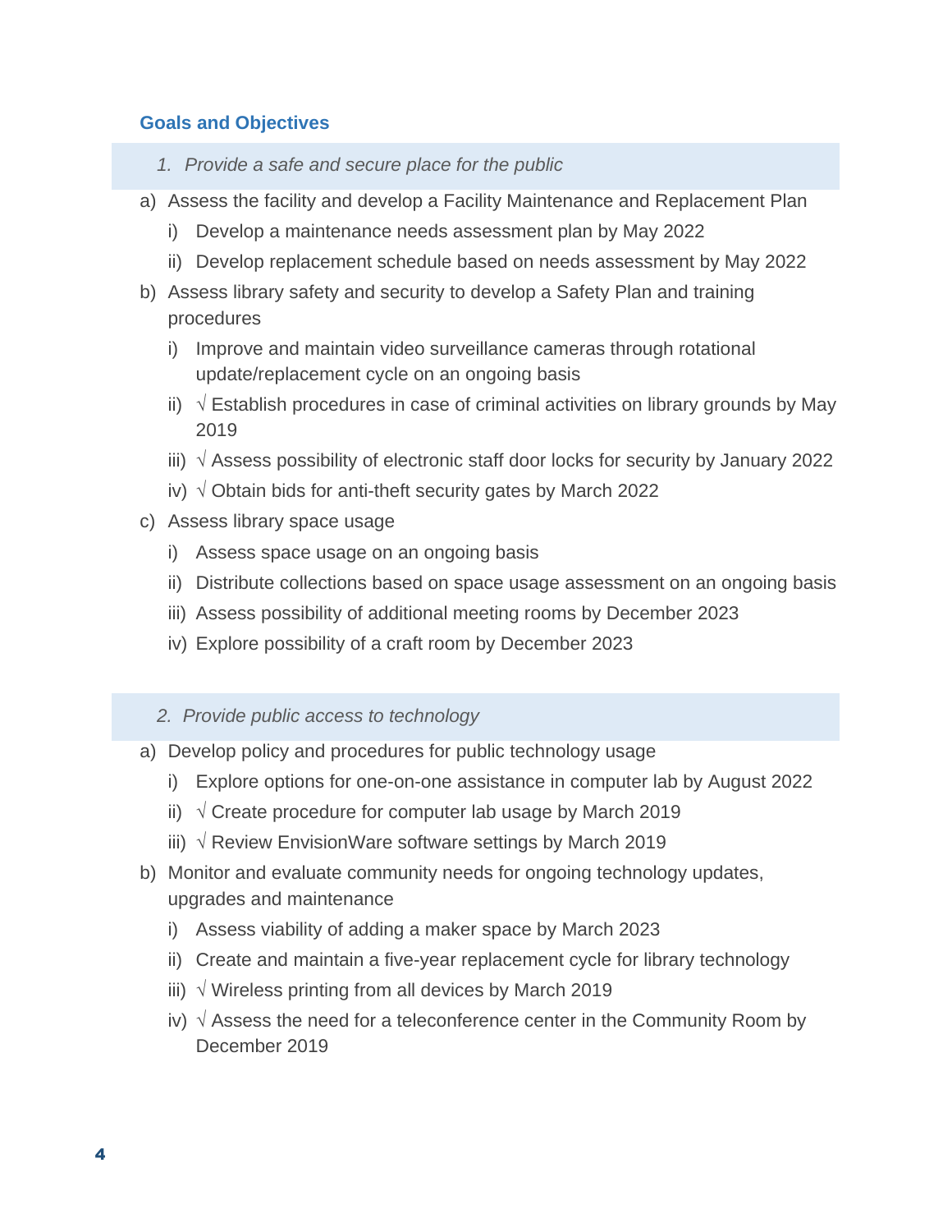## Goals and Objectives

### *1. Provide a safe and secure place for the public*

a) Assess the facility and develop a Facility Maintenance and Replacement Plan
   i) Develop a maintenance needs assessment plan by May 2022
   ii) Develop replacement schedule based on needs assessment by May 2022

b) Assess library safety and security to develop a Safety Plan and training procedures
   i) Improve and maintain video surveillance cameras through rotational update/replacement cycle on an ongoing basis
   ii) √ Establish procedures in case of criminal activities on library grounds by May 2019
   iii) √ Assess possibility of electronic staff door locks for security by January 2022
   iv) √ Obtain bids for anti-theft security gates by March 2022

c) Assess library space usage
   i) Assess space usage on an ongoing basis
   ii) Distribute collections based on space usage assessment on an ongoing basis
   iii) Assess possibility of additional meeting rooms by December 2023
   iv) Explore possibility of a craft room by December 2023

### *2. Provide public access to technology*

a) Develop policy and procedures for public technology usage
   i) Explore options for one-on-one assistance in computer lab by August 2022
   ii) √ Create procedure for computer lab usage by March 2019
   iii) √ Review EnvisionWare software settings by March 2019

b) Monitor and evaluate community needs for ongoing technology updates, upgrades and maintenance
   i) Assess viability of adding a maker space by March 2023
   ii) Create and maintain a five-year replacement cycle for library technology
   iii) √ Wireless printing from all devices by March 2019
   iv) √ Assess the need for a teleconference center in the Community Room by December 2019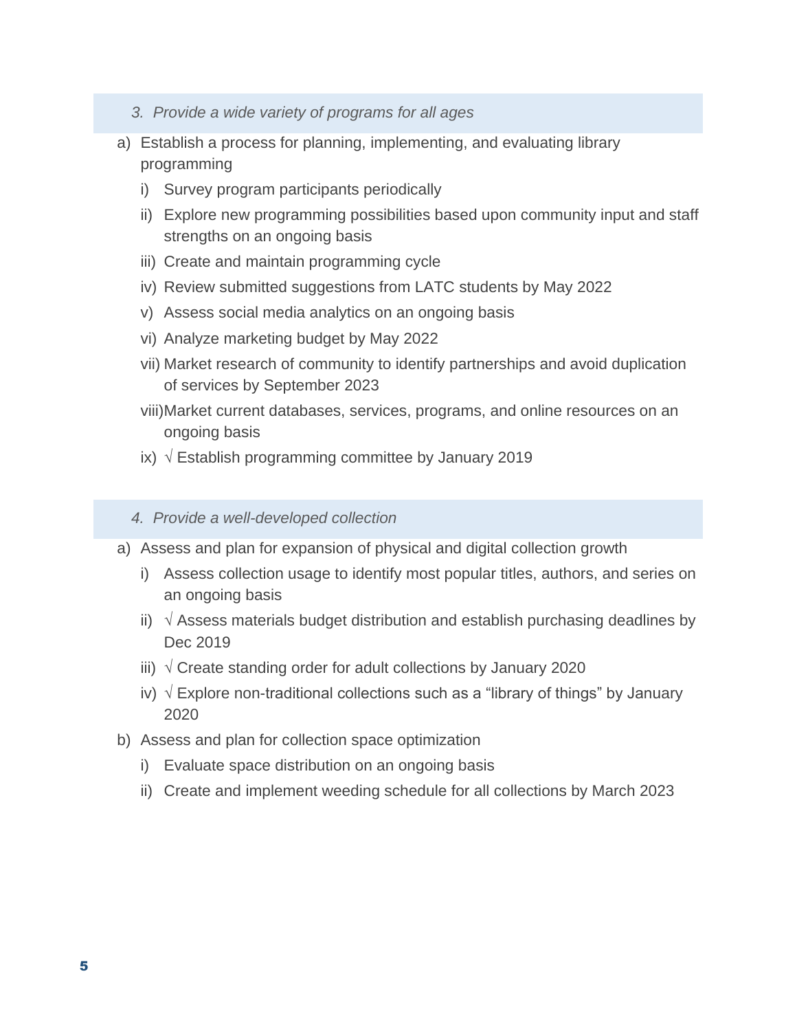### *3. Provide a wide variety of programs for all ages*

a) Establish a process for planning, implementing, and evaluating library programming
   - i) Survey program participants periodically
   - ii) Explore new programming possibilities based upon community input and staff strengths on an ongoing basis
   - iii) Create and maintain programming cycle
   - iv) Review submitted suggestions from LATC students by May 2022
   - v) Assess social media analytics on an ongoing basis
   - vi) Analyze marketing budget by May 2022
   - vii) Market research of community to identify partnerships and avoid duplication of services by September 2023
   - viii) Market current databases, services, programs, and online resources on an ongoing basis
   - ix) √ Establish programming committee by January 2019

### *4. Provide a well-developed collection*

a) Assess and plan for expansion of physical and digital collection growth
   - i) Assess collection usage to identify most popular titles, authors, and series on an ongoing basis
   - ii) √ Assess materials budget distribution and establish purchasing deadlines by Dec 2019
   - iii) √ Create standing order for adult collections by January 2020
   - iv) √ Explore non-traditional collections such as a "library of things" by January 2020

b) Assess and plan for collection space optimization
   - i) Evaluate space distribution on an ongoing basis
   - ii) Create and implement weeding schedule for all collections by March 2023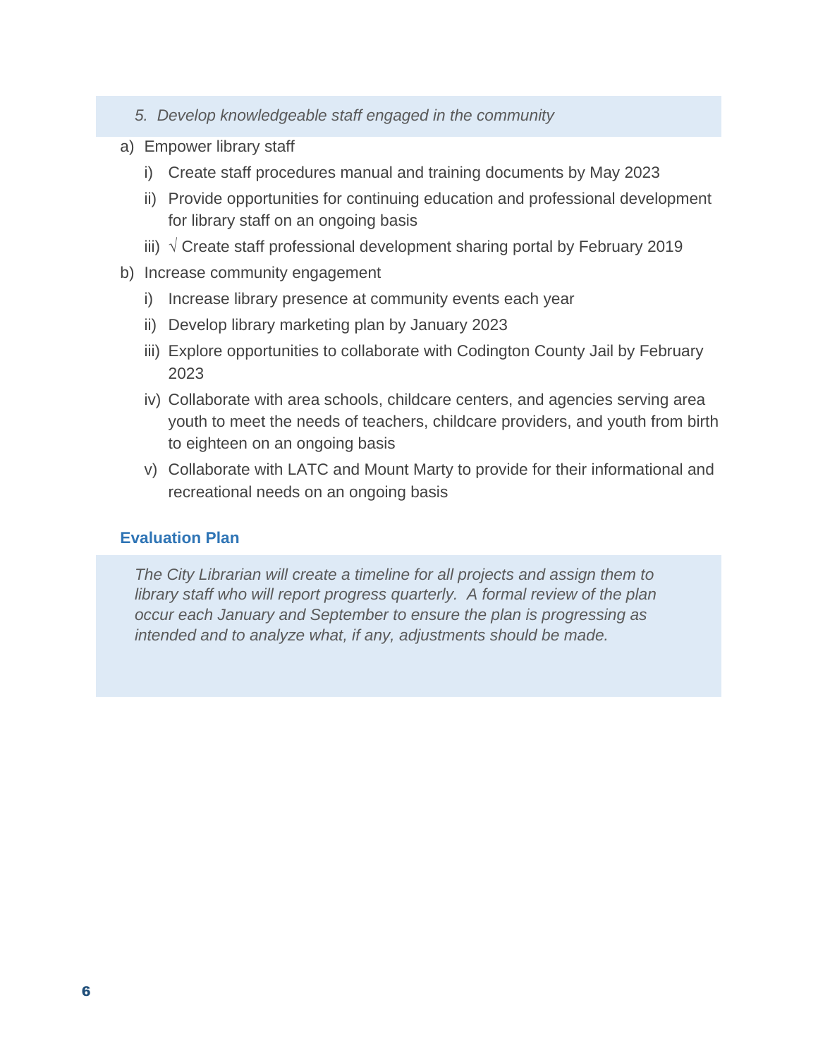*5. Develop knowledgeable staff engaged in the community*

a) Empower library staff
   i) Create staff procedures manual and training documents by May 2023
   ii) Provide opportunities for continuing education and professional development for library staff on an ongoing basis
   iii) √ Create staff professional development sharing portal by February 2019

b) Increase community engagement
   i) Increase library presence at community events each year
   ii) Develop library marketing plan by January 2023
   iii) Explore opportunities to collaborate with Codington County Jail by February 2023
   iv) Collaborate with area schools, childcare centers, and agencies serving area youth to meet the needs of teachers, childcare providers, and youth from birth to eighteen on an ongoing basis
   v) Collaborate with LATC and Mount Marty to provide for their informational and recreational needs on an ongoing basis

### Evaluation Plan

*The City Librarian will create a timeline for all projects and assign them to library staff who will report progress quarterly. A formal review of the plan occur each January and September to ensure the plan is progressing as intended and to analyze what, if any, adjustments should be made.*